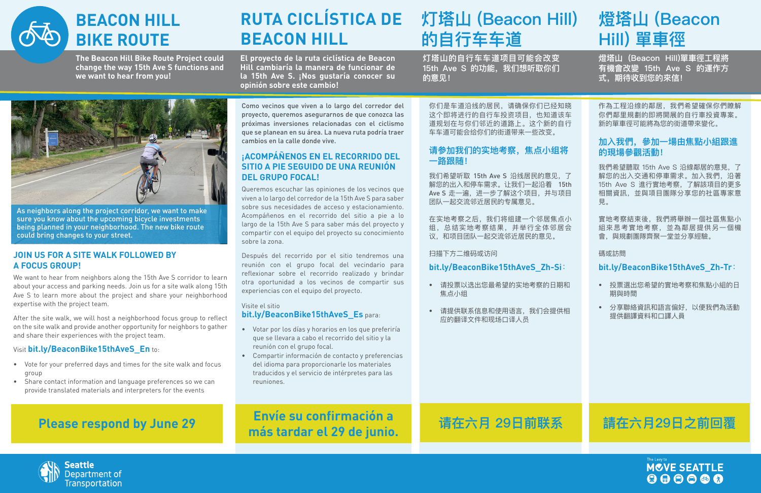# BEACON HILL BIKE ROUTE

**The Beacon Hill Bike Route Project could change the way 15th Ave S functions and we want to hear from you!**

As neighbors along the project corridor, we want to make sure you know about the upcoming bicycle investments being planned in your neighborhood. The new bike route could bring changes to your street.

## JOIN US FOR A SITE WALK FOLLOWED BY A FOCUS GROUP!

We want to hear from neighbors along the 15th Ave S corridor to learn about your access and parking needs. Join us for a site walk along 15th Ave S to learn more about the project and share your neighborhood expertise with the project team.

After the site walk, we will host a neighborhood focus group to reflect on the site walk and provide another opportunity for neighbors to gather and share their experiences with the project team.

Visit **bit.ly/BeaconBike15thAveS_En** to:

- Vote for your preferred days and times for the site walk and focus group
- Share contact information and language preferences so we can provide translated materials and interpreters for the events

**Please respond by June 29**

# RUTA CICLÍSTICA DE BEACON HILL

**El proyecto de la ruta ciclística de Beacon Hill cambiaría la manera de funcionar de la 15th Ave S. ¡Nos gustaría conocer su opinión sobre este cambio!**

Como vecinos que viven a lo largo del corredor del proyecto, queremos asegurarnos de que conozca las próximas inversiones relacionadas con el ciclismo que se planean en su área. La nueva ruta podría traer cambios en la calle donde vive.

## ¡ACOMPÁÑENOS EN EL RECORRIDO DEL SITIO A PIE SEGUIDO DE UNA REUNIÓN DEL GRUPO FOCAL!

Queremos escuchar las opiniones de los vecinos que viven a lo largo del corredor de la 15th Ave S para saber sobre sus necesidades de acceso y estacionamiento. Acompáñenos en el recorrido del sitio a pie a lo largo de la 15th Ave S para saber más del proyecto y compartir con el equipo del proyecto su conocimiento sobre la zona.

Después del recorrido por el sitio tendremos una reunión con el grupo focal del vecindario para reflexionar sobre el recorrido realizado y brindar otra oportunidad a los vecinos de compartir sus experiencias con el equipo del proyecto.

Visite el sitio **bit.ly/BeaconBike15thAveS_Es** para:

- Votar por los días y horarios en los que preferiría que se llevara a cabo el recorrido del sitio y la reunión con el grupo focal.
- Compartir información de contacto y preferencias del idioma para proporcionarle los materiales traducidos y el servicio de intérpretes para las reuniones.

**Envíe su confirmación a más tardar el 29 de junio.**

# 灯塔山 (Beacon Hill) 的自行车车道

**灯塔山的自行车车道项目可能会改变15th Ave S 的功能，我们想听取你们的意见！**

你们是车道沿线的居民，请确保你们已经知晓这个即将进行的自行车投资项目，也知道该车道规划在与你们邻近的道路上。这个新的自行车车道可能会给你们的街道带来一些改变。

## 请参加我们的实地考察，焦点小组将一路跟随！

我们希望听取 15th Ave S 沿线居民的意见，了解您的出入和停车需求。让我们一起沿着 15th Ave S 走一遍，进一步了解这个项目，并与项目团队一起交流邻近居民的专属意见。

在实地考察之后，我们将组建一个邻居焦点小组，总结实地考察结果，并举行全体邻居会议，和项目团队一起交流邻近居民的意见。

扫描下方二维码或访问

**bit.ly/BeaconBike15thAveS_Zh-Si**：

- 请投票以选出您最希望的实地考察的日期和焦点小组
- 请提供联系信息和使用语言，我们会提供相应的翻译文件和现场口译人员

**请在六月 29日前联系**

# 燈塔山 (Beacon Hill) 單車徑

**燈塔山（Beacon Hill)單車徑工程將有機會改變 15th Ave S 的運作方式，期待收到您的來信！**

作為工程沿線的鄰居，我們希望確保你們瞭解你們鄰里規劃的即將開展的自行車投資專案。新的單車徑可能將為您的街道帶來變化。

## 加入我們，參加一場由焦點小組跟進的現場參觀活動！

我們希望聽取 15th Ave S 沿線鄰居的意見，了解您的出入交通和停車需求。加入我們，沿著 15th Ave S 進行實地考察，了解該項目的更多相關資訊，並與項目團隊分享您的社區專家意見。

實地考察結束後，我們將舉辦一個社區焦點小組來思考實地考察，並為鄰居提供另一個機會，與規劃團隊齊聚一堂並分享經驗。

碼或訪問

**bit.ly/BeaconBike15thAveS_Zh-Tr**：

- 投票選出您希望的實地考察和焦點小組的日期與時間
- 分享聯絡資訊和語言偏好，以便我們為活動提供翻譯資料和口譯人員

**請在六月29日之前回覆**

Seattle Department of Transportation

The Levy to MOVE SEATTLE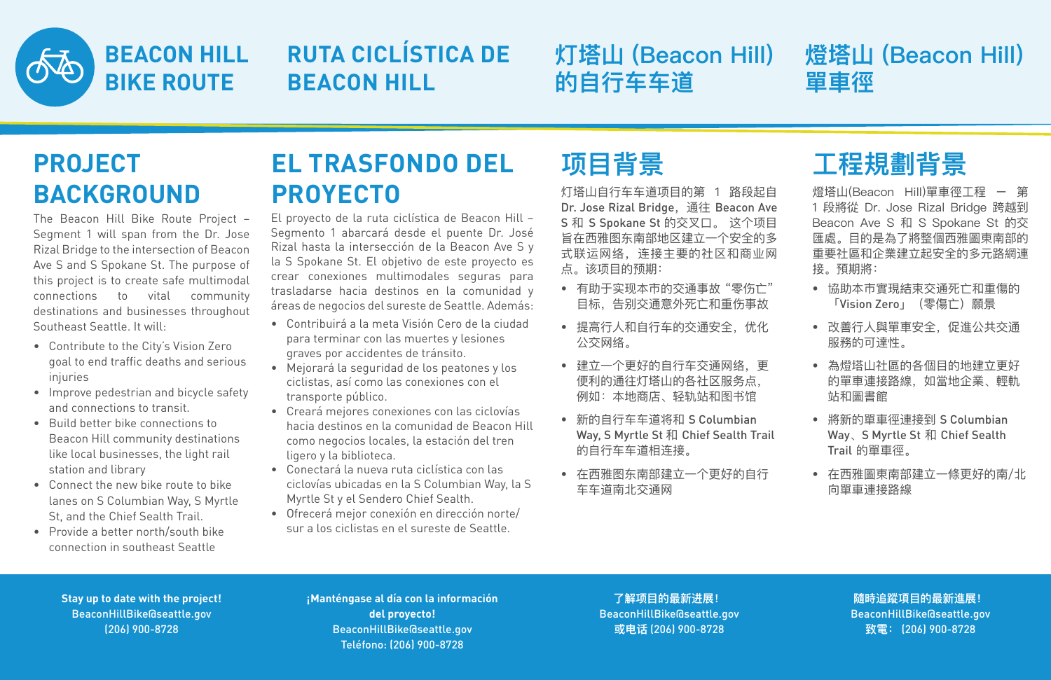# BEACON HILL BIKE ROUTE

# RUTA CICLÍSTICA DE BEACON HILL

# 灯塔山 (Beacon Hill) 的自行车车道

# 燈塔山 (Beacon Hill) 單車徑

## PROJECT BACKGROUND

The Beacon Hill Bike Route Project – Segment 1 will span from the Dr. Jose Rizal Bridge to the intersection of Beacon Ave S and S Spokane St. The purpose of this project is to create safe multimodal connections to vital community destinations and businesses throughout Southeast Seattle. It will:

- Contribute to the City's Vision Zero goal to end traffic deaths and serious injuries
- Improve pedestrian and bicycle safety and connections to transit.
- Build better bike connections to Beacon Hill community destinations like local businesses, the light rail station and library
- Connect the new bike route to bike lanes on S Columbian Way, S Myrtle St, and the Chief Sealth Trail.
- Provide a better north/south bike connection in southeast Seattle

**Stay up to date with the project!**
**BeaconHillBike@seattle.gov**
**(206) 900-8728**

## EL TRASFONDO DEL PROYECTO

El proyecto de la ruta ciclística de Beacon Hill – Segmento 1 abarcará desde el puente Dr. José Rizal hasta la intersección de la Beacon Ave S y la S Spokane St. El objetivo de este proyecto es crear conexiones multimodales seguras para trasladarse hacia destinos en la comunidad y áreas de negocios del sureste de Seattle. Además:

- Contribuirá a la meta Visión Cero de la ciudad para terminar con las muertes y lesiones graves por accidentes de tránsito.
- Mejorará la seguridad de los peatones y los ciclistas, así como las conexiones con el transporte público.
- Creará mejores conexiones con las ciclovías hacia destinos en la comunidad de Beacon Hill como negocios locales, la estación del tren ligero y la biblioteca.
- Conectará la nueva ruta ciclística con las ciclovías ubicadas en la S Columbian Way, la S Myrtle St y el Sendero Chief Sealth.
- Ofrecerá mejor conexión en dirección norte/sur a los ciclistas en el sureste de Seattle.

**¡Manténgase al día con la información del proyecto!**
**BeaconHillBike@seattle.gov**
**Teléfono: (206) 900-8728**

## 项目背景

灯塔山自行车车道项目的第 1 路段起自 Dr. Jose Rizal Bridge，通往 Beacon Ave S 和 S Spokane St 的交叉口。这个项目旨在西雅图东南部地区建立一个安全的多式联运网络，连接主要的社区和商业网点。该项目的预期：

- 有助于实现本市的交通事故"零伤亡"目标，告别交通意外死亡和重伤事故
- 提高行人和自行车的交通安全，优化公交网络。
- 建立一个更好的自行车交通网络，更便利的通往灯塔山的各社区服务点，例如：本地商店、轻轨站和图书馆
- 新的自行车车道将和 S Columbian Way, S Myrtle St 和 Chief Sealth Trail 的自行车车道相连接。
- 在西雅图东南部建立一个更好的自行车车道南北交通网

**了解项目的最新进展！**
**BeaconHillBike@seattle.gov**
**或电话 (206) 900-8728**

## 工程規劃背景

燈塔山(Beacon Hill)單車徑工程 — 第 1 段將從 Dr. Jose Rizal Bridge 跨越到 Beacon Ave S 和 S Spokane St 的交匯處。目的是為了將整個西雅圖東南部的重要社區和企業建立起安全的多元路網連接。預期將：

- 協助本市實現結束交通死亡和重傷的「Vision Zero」（零傷亡）願景
- 改善行人與單車安全，促進公共交通服務的可達性。
- 為燈塔山社區的各個目的地建立更好的單車連接路線，如當地企業、輕軌站和圖書館
- 將新的單車徑連接到 S Columbian Way、S Myrtle St 和 Chief Sealth Trail 的單車徑。
- 在西雅圖東南部建立一條更好的南/北向單車連接路線

**隨時追蹤項目的最新進展！**
**BeaconHillBike@seattle.gov**
**致電：(206) 900-8728**